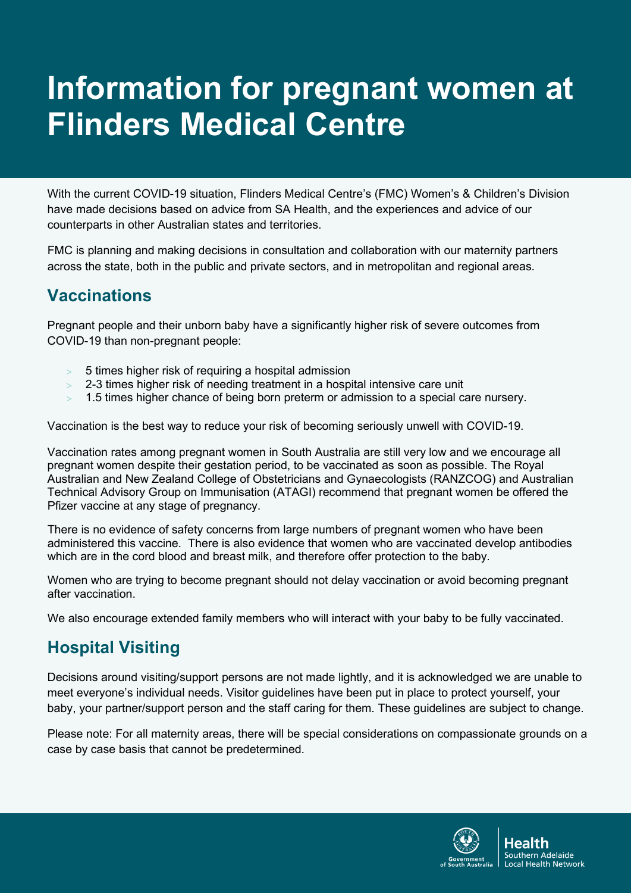# Information for pregnant women at Flinders Medical Centre

With the current COVID-19 situation, Flinders Medical Centre's (FMC) Women's & Children's Division have made decisions based on advice from SA Health, and the experiences and advice of our counterparts in other Australian states and territories.

FMC is planning and making decisions in consultation and collaboration with our maternity partners across the state, both in the public and private sectors, and in metropolitan and regional areas.

## Vaccinations

Pregnant people and their unborn baby have a significantly higher risk of severe outcomes from COVID-19 than non-pregnant people:

- 5 times higher risk of requiring a hospital admission
- 2-3 times higher risk of needing treatment in a hospital intensive care unit
- 1.5 times higher chance of being born preterm or admission to a special care nursery.

Vaccination is the best way to reduce your risk of becoming seriously unwell with COVID-19.

Vaccination rates among pregnant women in South Australia are still very low and we encourage all pregnant women despite their gestation period, to be vaccinated as soon as possible. The Royal Australian and New Zealand College of Obstetricians and Gynaecologists (RANZCOG) and Australian Technical Advisory Group on Immunisation (ATAGI) recommend that pregnant women be offered the Pfizer vaccine at any stage of pregnancy.

There is no evidence of safety concerns from large numbers of pregnant women who have been administered this vaccine. There is also evidence that women who are vaccinated develop antibodies which are in the cord blood and breast milk, and therefore offer protection to the baby.

Women who are trying to become pregnant should not delay vaccination or avoid becoming pregnant after vaccination.

We also encourage extended family members who will interact with your baby to be fully vaccinated.

## Hospital Visiting

Decisions around visiting/support persons are not made lightly, and it is acknowledged we are unable to meet everyone's individual needs. Visitor guidelines have been put in place to protect yourself, your baby, your partner/support person and the staff caring for them. These guidelines are subject to change.

Please note: For all maternity areas, there will be special considerations on compassionate grounds on a case by case basis that cannot be predetermined.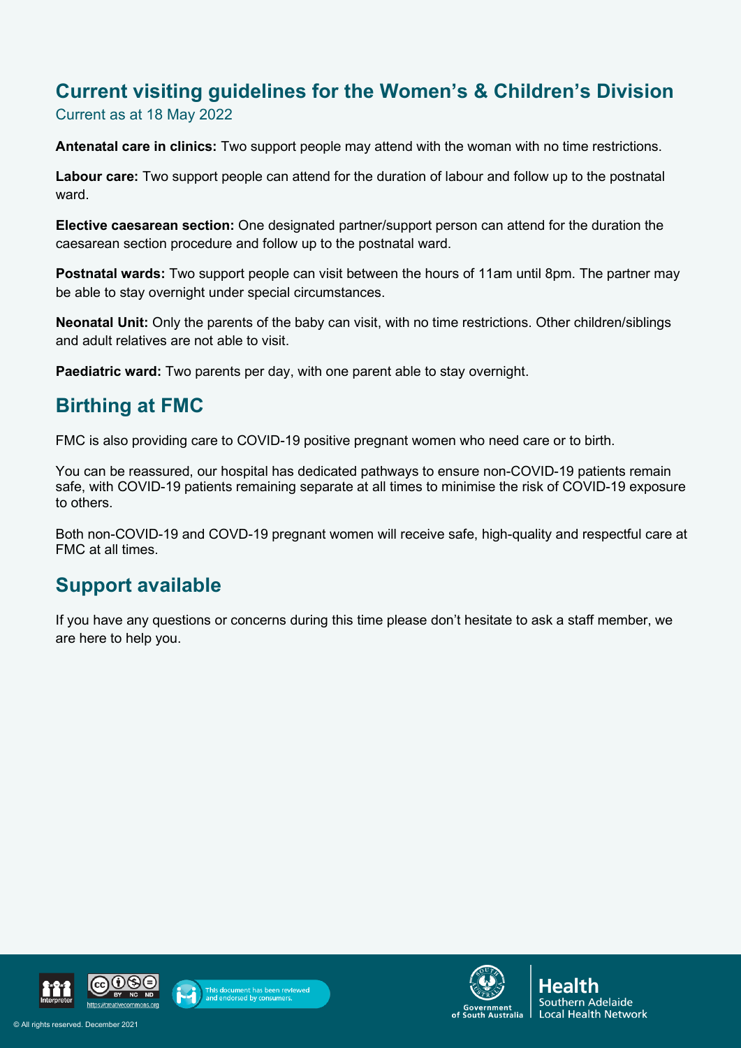## Current visiting guidelines for the Women's & Children's Division

Current as at 18 May 2022

**Antenatal care in clinics:** Two support people may attend with the woman with no time restrictions.

**Labour care:** Two support people can attend for the duration of labour and follow up to the postnatal ward.

**Elective caesarean section:** One designated partner/support person can attend for the duration the caesarean section procedure and follow up to the postnatal ward.

**Postnatal wards:** Two support people can visit between the hours of 11am until 8pm. The partner may be able to stay overnight under special circumstances.

**Neonatal Unit:** Only the parents of the baby can visit, with no time restrictions. Other children/siblings and adult relatives are not able to visit.

**Paediatric ward:** Two parents per day, with one parent able to stay overnight.

## Birthing at FMC

FMC is also providing care to COVID-19 positive pregnant women who need care or to birth.

You can be reassured, our hospital has dedicated pathways to ensure non-COVID-19 patients remain safe, with COVID-19 patients remaining separate at all times to minimise the risk of COVID-19 exposure to others.

Both non-COVID-19 and COVD-19 pregnant women will receive safe, high-quality and respectful care at FMC at all times.

## Support available

If you have any questions or concerns during this time please don't hesitate to ask a staff member, we are here to help you.

Interpreter

https://creativecommons.org

This document has been reviewed and endorsed by consumers.

Government of South Australia

Health
Southern Adelaide
Local Health Network

© All rights reserved. December 2021